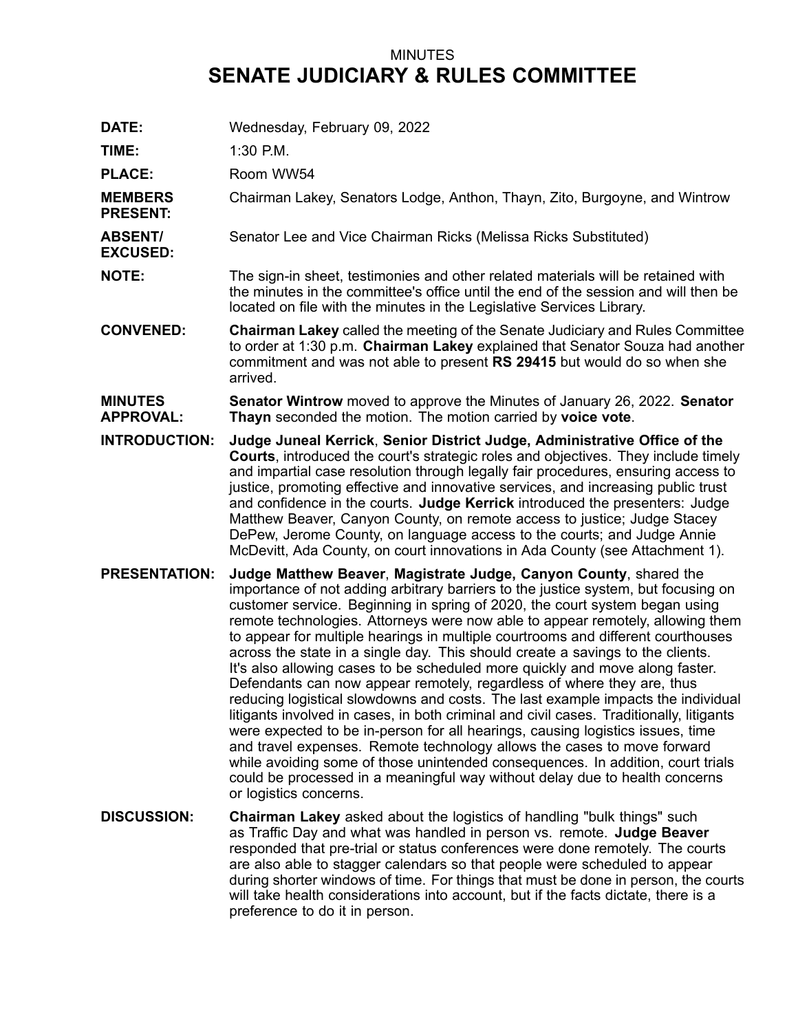MINUTES

# SENATE JUDICIARY & RULES COMMITTEE

**DATE:** Wednesday, February 09, 2022

**TIME:** 1:30 P.M.

**PLACE:** Room WW54

**MEMBERS PRESENT:** Chairman Lakey, Senators Lodge, Anthon, Thayn, Zito, Burgoyne, and Wintrow

**ABSENT/ EXCUSED:** Senator Lee and Vice Chairman Ricks (Melissa Ricks Substituted)

**NOTE:** The sign-in sheet, testimonies and other related materials will be retained with the minutes in the committee's office until the end of the session and will then be located on file with the minutes in the Legislative Services Library.

**CONVENED:** **Chairman Lakey** called the meeting of the Senate Judiciary and Rules Committee to order at 1:30 p.m. **Chairman Lakey** explained that Senator Souza had another commitment and was not able to present **RS 29415** but would do so when she arrived.

**MINUTES APPROVAL:** **Senator Wintrow** moved to approve the Minutes of January 26, 2022. **Senator Thayn** seconded the motion. The motion carried by **voice vote**.

**INTRODUCTION:** **Judge Juneal Kerrick**, **Senior District Judge, Administrative Office of the Courts**, introduced the court's strategic roles and objectives. They include timely and impartial case resolution through legally fair procedures, ensuring access to justice, promoting effective and innovative services, and increasing public trust and confidence in the courts. **Judge Kerrick** introduced the presenters: Judge Matthew Beaver, Canyon County, on remote access to justice; Judge Stacey DePew, Jerome County, on language access to the courts; and Judge Annie McDevitt, Ada County, on court innovations in Ada County (see Attachment 1).

**PRESENTATION:** **Judge Matthew Beaver**, **Magistrate Judge, Canyon County**, shared the importance of not adding arbitrary barriers to the justice system, but focusing on customer service. Beginning in spring of 2020, the court system began using remote technologies. Attorneys were now able to appear remotely, allowing them to appear for multiple hearings in multiple courtrooms and different courthouses across the state in a single day. This should create a savings to the clients. It's also allowing cases to be scheduled more quickly and move along faster. Defendants can now appear remotely, regardless of where they are, thus reducing logistical slowdowns and costs. The last example impacts the individual litigants involved in cases, in both criminal and civil cases. Traditionally, litigants were expected to be in-person for all hearings, causing logistics issues, time and travel expenses. Remote technology allows the cases to move forward while avoiding some of those unintended consequences. In addition, court trials could be processed in a meaningful way without delay due to health concerns or logistics concerns.

**DISCUSSION:** **Chairman Lakey** asked about the logistics of handling "bulk things" such as Traffic Day and what was handled in person vs. remote. **Judge Beaver** responded that pre-trial or status conferences were done remotely. The courts are also able to stagger calendars so that people were scheduled to appear during shorter windows of time. For things that must be done in person, the courts will take health considerations into account, but if the facts dictate, there is a preference to do it in person.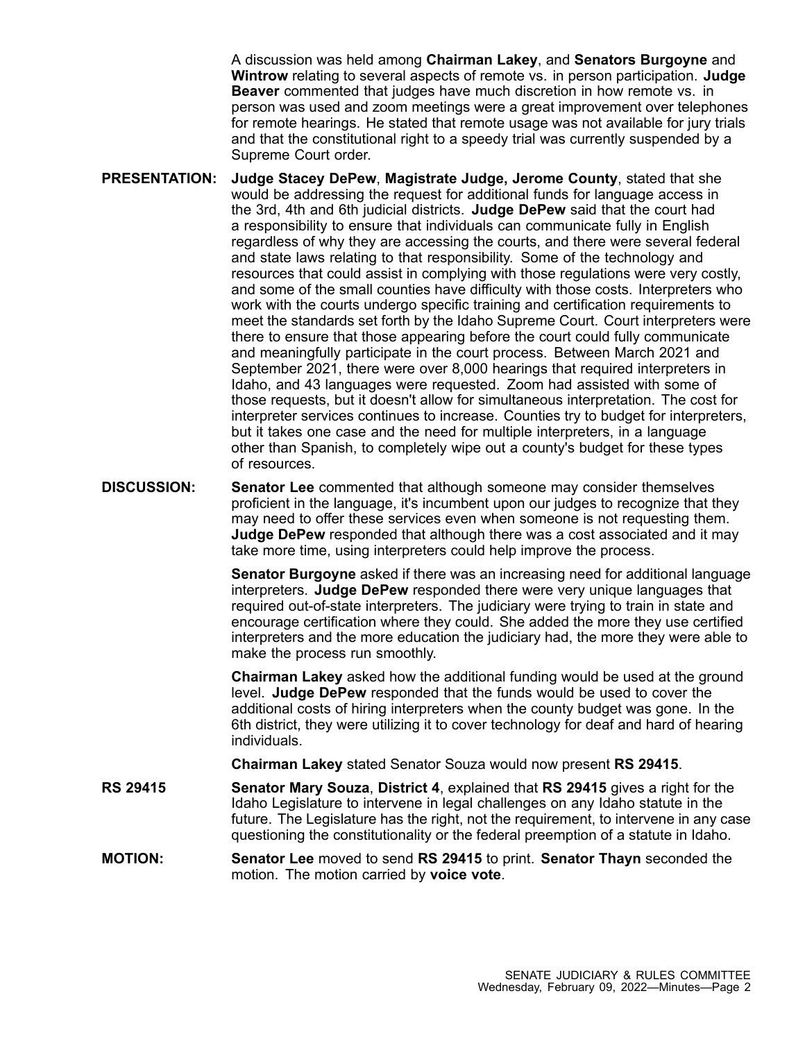A discussion was held among **Chairman Lakey**, and **Senators Burgoyne** and **Wintrow** relating to several aspects of remote vs. in person participation. **Judge Beaver** commented that judges have much discretion in how remote vs. in person was used and zoom meetings were a great improvement over telephones for remote hearings. He stated that remote usage was not available for jury trials and that the constitutional right to a speedy trial was currently suspended by a Supreme Court order.

**PRESENTATION:** **Judge Stacey DePew**, **Magistrate Judge, Jerome County**, stated that she would be addressing the request for additional funds for language access in the 3rd, 4th and 6th judicial districts. **Judge DePew** said that the court had a responsibility to ensure that individuals can communicate fully in English regardless of why they are accessing the courts, and there were several federal and state laws relating to that responsibility. Some of the technology and resources that could assist in complying with those regulations were very costly, and some of the small counties have difficulty with those costs. Interpreters who work with the courts undergo specific training and certification requirements to meet the standards set forth by the Idaho Supreme Court. Court interpreters were there to ensure that those appearing before the court could fully communicate and meaningfully participate in the court process. Between March 2021 and September 2021, there were over 8,000 hearings that required interpreters in Idaho, and 43 languages were requested. Zoom had assisted with some of those requests, but it doesn't allow for simultaneous interpretation. The cost for interpreter services continues to increase. Counties try to budget for interpreters, but it takes one case and the need for multiple interpreters, in a language other than Spanish, to completely wipe out a county's budget for these types of resources.

**DISCUSSION:** **Senator Lee** commented that although someone may consider themselves proficient in the language, it's incumbent upon our judges to recognize that they may need to offer these services even when someone is not requesting them. **Judge DePew** responded that although there was a cost associated and it may take more time, using interpreters could help improve the process.

**Senator Burgoyne** asked if there was an increasing need for additional language interpreters. **Judge DePew** responded there were very unique languages that required out-of-state interpreters. The judiciary were trying to train in state and encourage certification where they could. She added the more they use certified interpreters and the more education the judiciary had, the more they were able to make the process run smoothly.

**Chairman Lakey** asked how the additional funding would be used at the ground level. **Judge DePew** responded that the funds would be used to cover the additional costs of hiring interpreters when the county budget was gone. In the 6th district, they were utilizing it to cover technology for deaf and hard of hearing individuals.

**Chairman Lakey** stated Senator Souza would now present **RS 29415**.

**RS 29415** **Senator Mary Souza**, **District 4**, explained that **RS 29415** gives a right for the Idaho Legislature to intervene in legal challenges on any Idaho statute in the future. The Legislature has the right, not the requirement, to intervene in any case questioning the constitutionality or the federal preemption of a statute in Idaho.

**MOTION:** **Senator Lee** moved to send **RS 29415** to print. **Senator Thayn** seconded the motion. The motion carried by **voice vote**.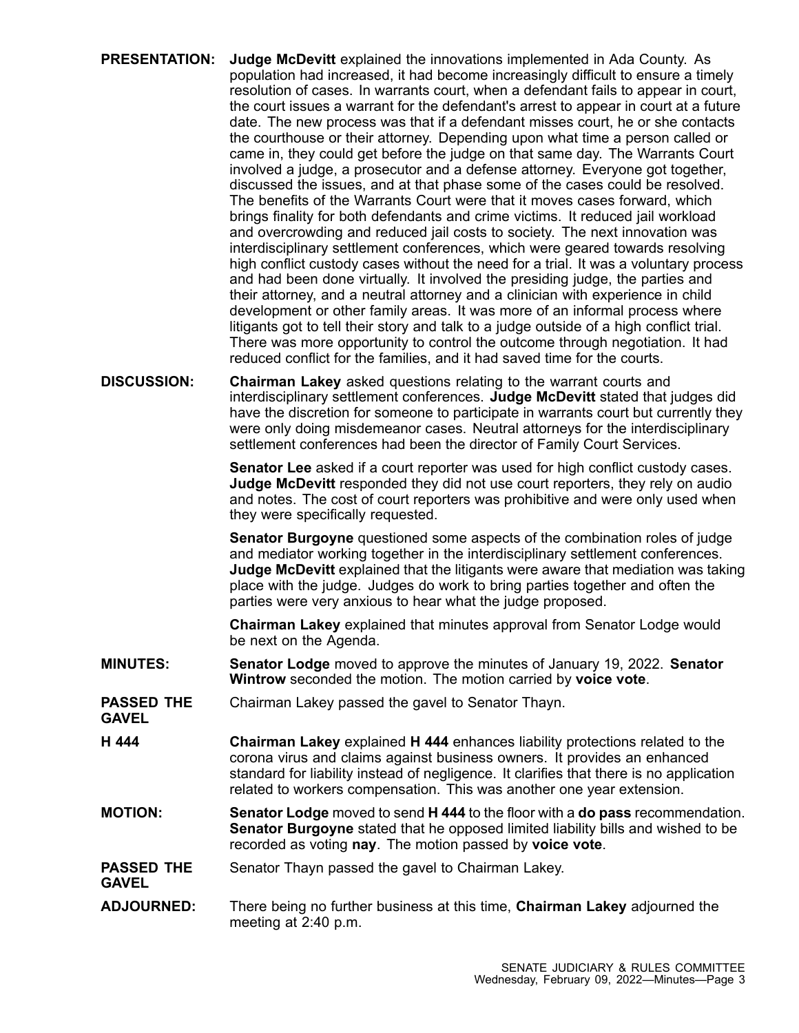**PRESENTATION:** **Judge McDevitt** explained the innovations implemented in Ada County. As population had increased, it had become increasingly difficult to ensure a timely resolution of cases. In warrants court, when a defendant fails to appear in court, the court issues a warrant for the defendant's arrest to appear in court at a future date. The new process was that if a defendant misses court, he or she contacts the courthouse or their attorney. Depending upon what time a person called or came in, they could get before the judge on that same day. The Warrants Court involved a judge, a prosecutor and a defense attorney. Everyone got together, discussed the issues, and at that phase some of the cases could be resolved. The benefits of the Warrants Court were that it moves cases forward, which brings finality for both defendants and crime victims. It reduced jail workload and overcrowding and reduced jail costs to society. The next innovation was interdisciplinary settlement conferences, which were geared towards resolving high conflict custody cases without the need for a trial. It was a voluntary process and had been done virtually. It involved the presiding judge, the parties and their attorney, and a neutral attorney and a clinician with experience in child development or other family areas. It was more of an informal process where litigants got to tell their story and talk to a judge outside of a high conflict trial. There was more opportunity to control the outcome through negotiation. It had reduced conflict for the families, and it had saved time for the courts.

**DISCUSSION:** **Chairman Lakey** asked questions relating to the warrant courts and interdisciplinary settlement conferences. **Judge McDevitt** stated that judges did have the discretion for someone to participate in warrants court but currently they were only doing misdemeanor cases. Neutral attorneys for the interdisciplinary settlement conferences had been the director of Family Court Services.

**Senator Lee** asked if a court reporter was used for high conflict custody cases. **Judge McDevitt** responded they did not use court reporters, they rely on audio and notes. The cost of court reporters was prohibitive and were only used when they were specifically requested.

**Senator Burgoyne** questioned some aspects of the combination roles of judge and mediator working together in the interdisciplinary settlement conferences. **Judge McDevitt** explained that the litigants were aware that mediation was taking place with the judge. Judges do work to bring parties together and often the parties were very anxious to hear what the judge proposed.

**Chairman Lakey** explained that minutes approval from Senator Lodge would be next on the Agenda.

**MINUTES:** **Senator Lodge** moved to approve the minutes of January 19, 2022. **Senator Wintrow** seconded the motion. The motion carried by **voice vote**.

**PASSED THE GAVEL** Chairman Lakey passed the gavel to Senator Thayn.

**H 444** **Chairman Lakey** explained **H 444** enhances liability protections related to the corona virus and claims against business owners. It provides an enhanced standard for liability instead of negligence. It clarifies that there is no application related to workers compensation. This was another one year extension.

**MOTION:** **Senator Lodge** moved to send **H 444** to the floor with a **do pass** recommendation. **Senator Burgoyne** stated that he opposed limited liability bills and wished to be recorded as voting **nay**. The motion passed by **voice vote**.

**PASSED THE GAVEL** Senator Thayn passed the gavel to Chairman Lakey.

**ADJOURNED:** There being no further business at this time, **Chairman Lakey** adjourned the meeting at 2:40 p.m.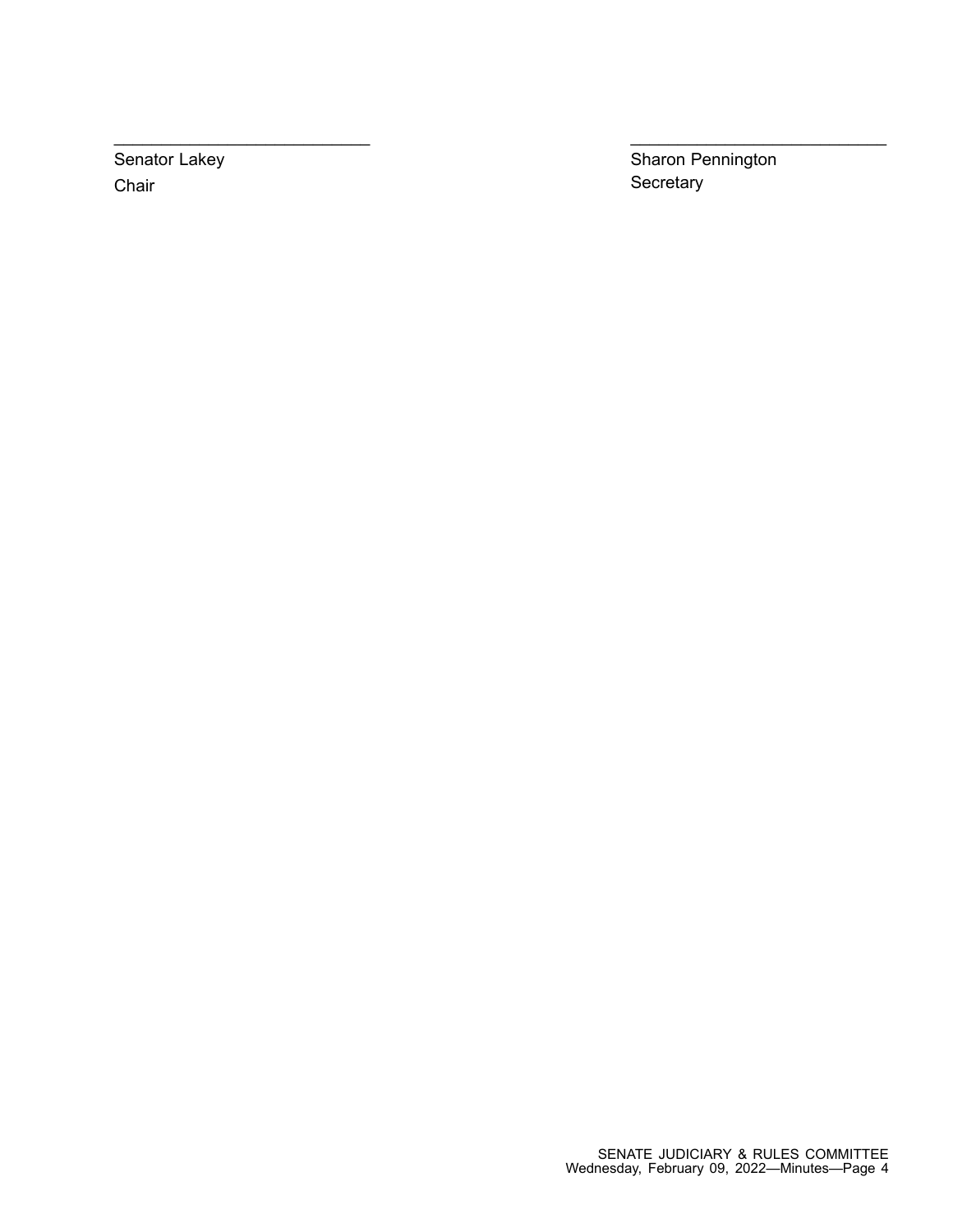___________________________ ___________________________

Senator Lakey  
Chair

Sharon Pennington  
Secretary